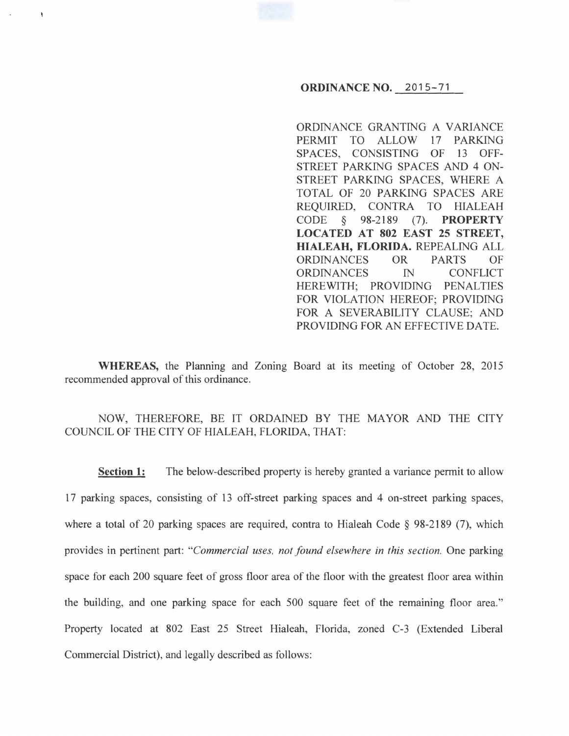**ORDINANCE NO. 2015-71**

ORDINANCE GRANTING A VARIANCE PERMIT TO ALLOW 17 PARKING SPACES, CONSISTING OF 13 OFF-STREET PARKING SPACES AND 4 ON-STREET PARKING SPACES, WHERE A TOTAL OF 20 PARKING SPACES ARE REQUIRED, CONTRA TO HIALEAH CODE § 98-2189 (7). **PROPERTY LOCATED AT 802 EAST 25 STREET, HIALEAH, FLORIDA.** REPEALING ALL ORDINANCES OR PARTS OF ORDINANCES IN CONFLICT HEREWITH; PROVIDING PENALTIES FOR VIOLATION HEREOF; PROVIDING FOR A SEVERABILITY CLAUSE; AND PROVIDING FOR AN EFFECTIVE DATE.

**WHEREAS,** the Planning and Zoning Board at its meeting of October 28, 2015 recommended approval of this ordinance.

NOW, THEREFORE, BE IT ORDAINED BY THE MAYOR AND THE CITY COUNCIL OF THE CITY OF HIALEAH, FLORIDA, THAT:

**Section 1:** The below-described property is hereby granted a variance permit to allow 17 parking spaces, consisting of 13 off-street parking spaces and 4 on-street parking spaces, where a total of 20 parking spaces are required, contra to Hialeah Code § 98-2189 (7), which provides in pertinent part: "*Commercial uses, not found elsewhere in this section.* One parking space for each 200 square feet of gross floor area of the floor with the greatest floor area within the building, and one parking space for each 500 square feet of the remaining floor area." Property located at 802 East 25 Street Hialeah, Florida, zoned C-3 (Extended Liberal Commercial District), and legally described as follows: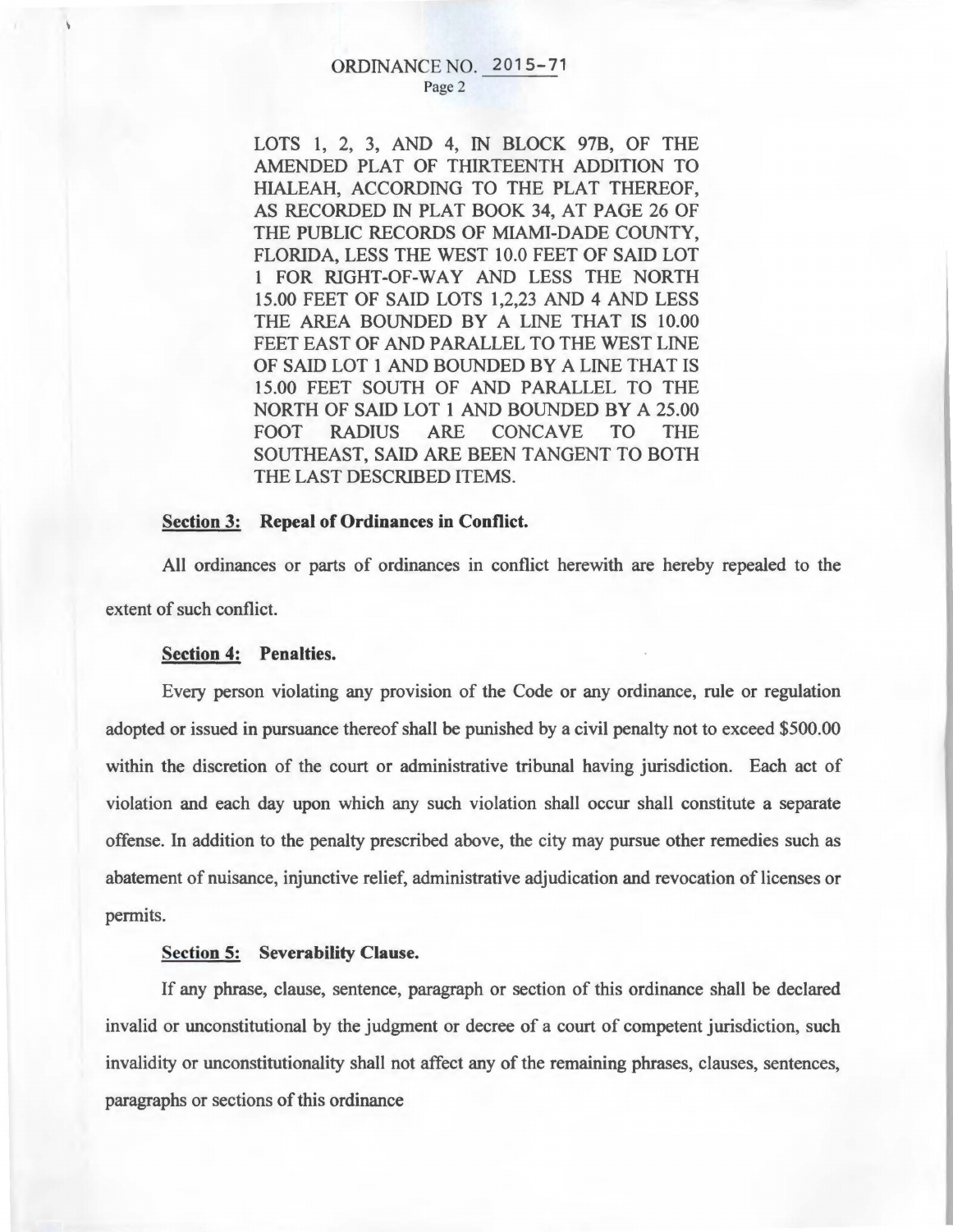LOTS 1, 2, 3, AND 4, IN BLOCK 97B, OF THE AMENDED PLAT OF THIRTEENTH ADDITION TO HIALEAH, ACCORDING TO THE PLAT THEREOF, AS RECORDED IN PLAT BOOK 34, AT PAGE 26 OF THE PUBLIC RECORDS OF MIAMI-DADE COUNTY, FLORIDA, LESS THE WEST 10.0 FEET OF SAID LOT 1 FOR RIGHT-OF-WAY AND LESS THE NORTH 15.00 FEET OF SAID LOTS 1,2,23 AND 4 AND LESS THE AREA BOUNDED BY A LINE THAT IS 10.00 FEET EAST OF AND PARALLEL TO THE WEST LINE OF SAID LOT 1 AND BOUNDED BY A LINE THAT IS 15.00 FEET SOUTH OF AND PARALLEL TO THE NORTH OF SAID LOT 1 AND BOUNDED BY A 25.00 FOOT RADIUS ARE CONCAVE TO THE SOUTHEAST, SAID ARE BEEN TANGENT TO BOTH THE LAST DESCRIBED ITEMS.

**Section 3: Repeal of Ordinances in Conflict.**

All ordinances or parts of ordinances in conflict herewith are hereby repealed to the extent of such conflict.

**Section 4: Penalties.**

Every person violating any provision of the Code or any ordinance, rule or regulation adopted or issued in pursuance thereof shall be punished by a civil penalty not to exceed $500.00 within the discretion of the court or administrative tribunal having jurisdiction. Each act of violation and each day upon which any such violation shall occur shall constitute a separate offense. In addition to the penalty prescribed above, the city may pursue other remedies such as abatement of nuisance, injunctive relief, administrative adjudication and revocation of licenses or permits.

**Section 5: Severability Clause.**

If any phrase, clause, sentence, paragraph or section of this ordinance shall be declared invalid or unconstitutional by the judgment or decree of a court of competent jurisdiction, such invalidity or unconstitutionality shall not affect any of the remaining phrases, clauses, sentences, paragraphs or sections of this ordinance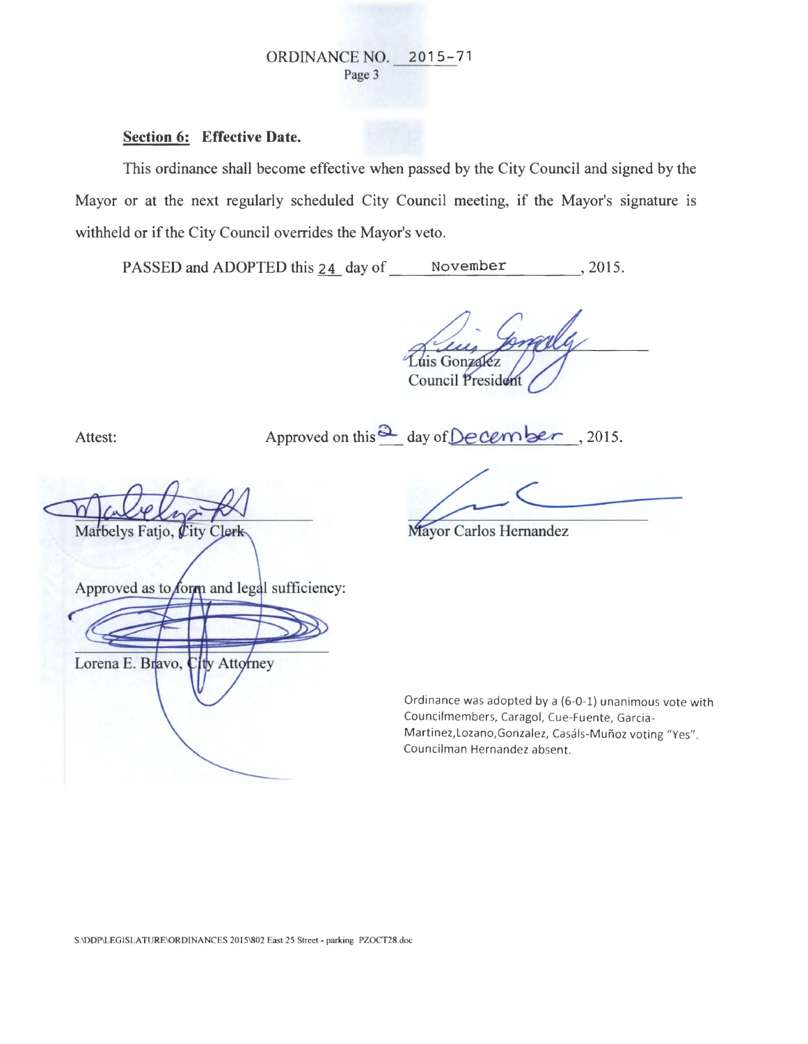ORDINANCE NO. 2015-71

**Section 6: Effective Date.**

This ordinance shall become effective when passed by the City Council and signed by the Mayor or at the next regularly scheduled City Council meeting, if the Mayor's signature is withheld or if the City Council overrides the Mayor's veto.

PASSED and ADOPTED this 24 day of November, 2015.

Luis Gonzalez
Council President

Attest:

Approved on this 2 day of December, 2015.

Marbelys Fatjo, City Clerk

Mayor Carlos Hernandez

Approved as to form and legal sufficiency:

Lorena E. Bravo, City Attorney

Ordinance was adopted by a (6-0-1) unanimous vote with Councilmembers, Caragol, Cue-Fuente, Garcia-Martinez,Lozano,Gonzalez, Casáls-Muñoz voting "Yes". Councilman Hernandez absent.

S:\DDP\LEGISLATURE\ORDINANCES 2015\802 East 25 Street - parking PZOCT28.doc